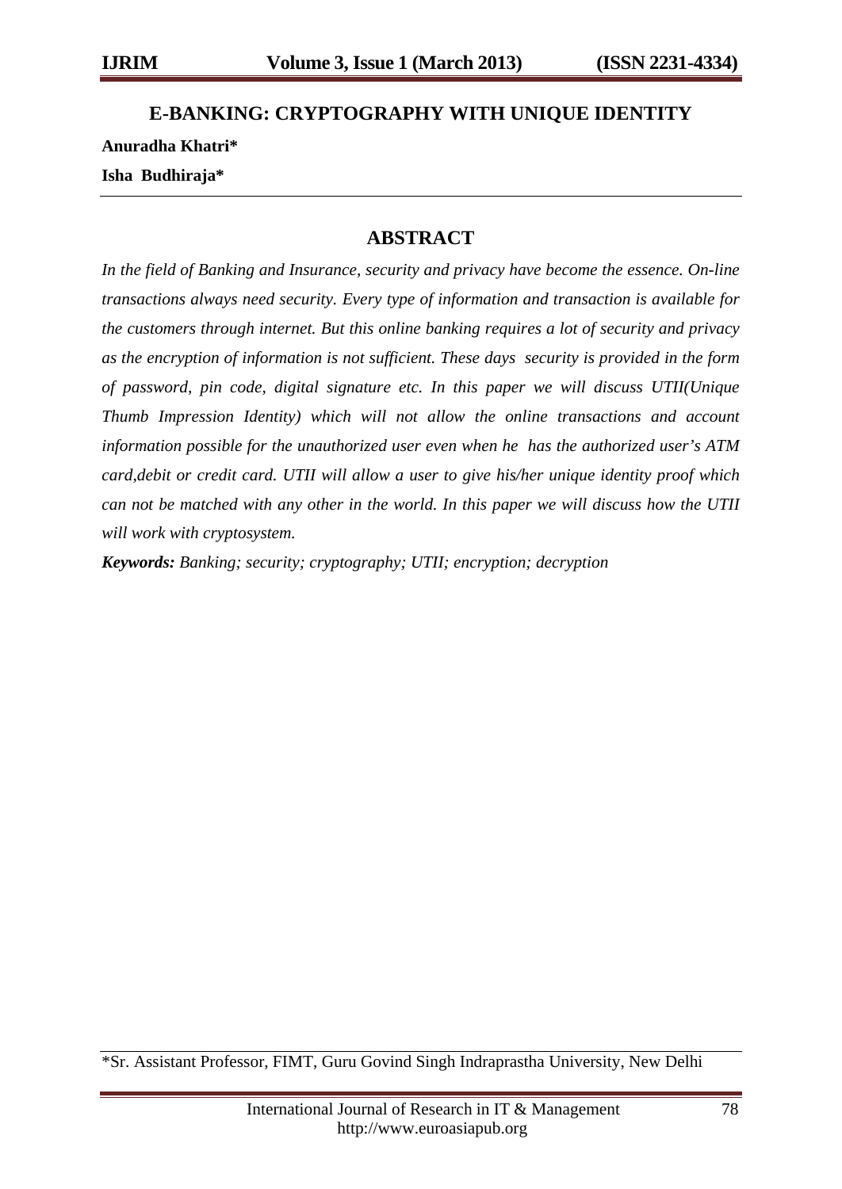# E-BANKING: CRYPTOGRAPHY WITH UNIQUE IDENTITY

**Anuradha Khatri***

**Isha Budhiraja***

## ABSTRACT

*In the field of Banking and Insurance, security and privacy have become the essence. On-line transactions always need security. Every type of information and transaction is available for the customers through internet. But this online banking requires a lot of security and privacy as the encryption of information is not sufficient. These days security is provided in the form of password, pin code, digital signature etc. In this paper we will discuss UTII(Unique Thumb Impression Identity) which will not allow the online transactions and account information possible for the unauthorized user even when he has the authorized user's ATM card,debit or credit card. UTII will allow a user to give his/her unique identity proof which can not be matched with any other in the world. In this paper we will discuss how the UTII will work with cryptosystem.*

***Keywords:*** *Banking; security; cryptography; UTII; encryption; decryption*

*Sr. Assistant Professor, FIMT, Guru Govind Singh Indraprastha University, New Delhi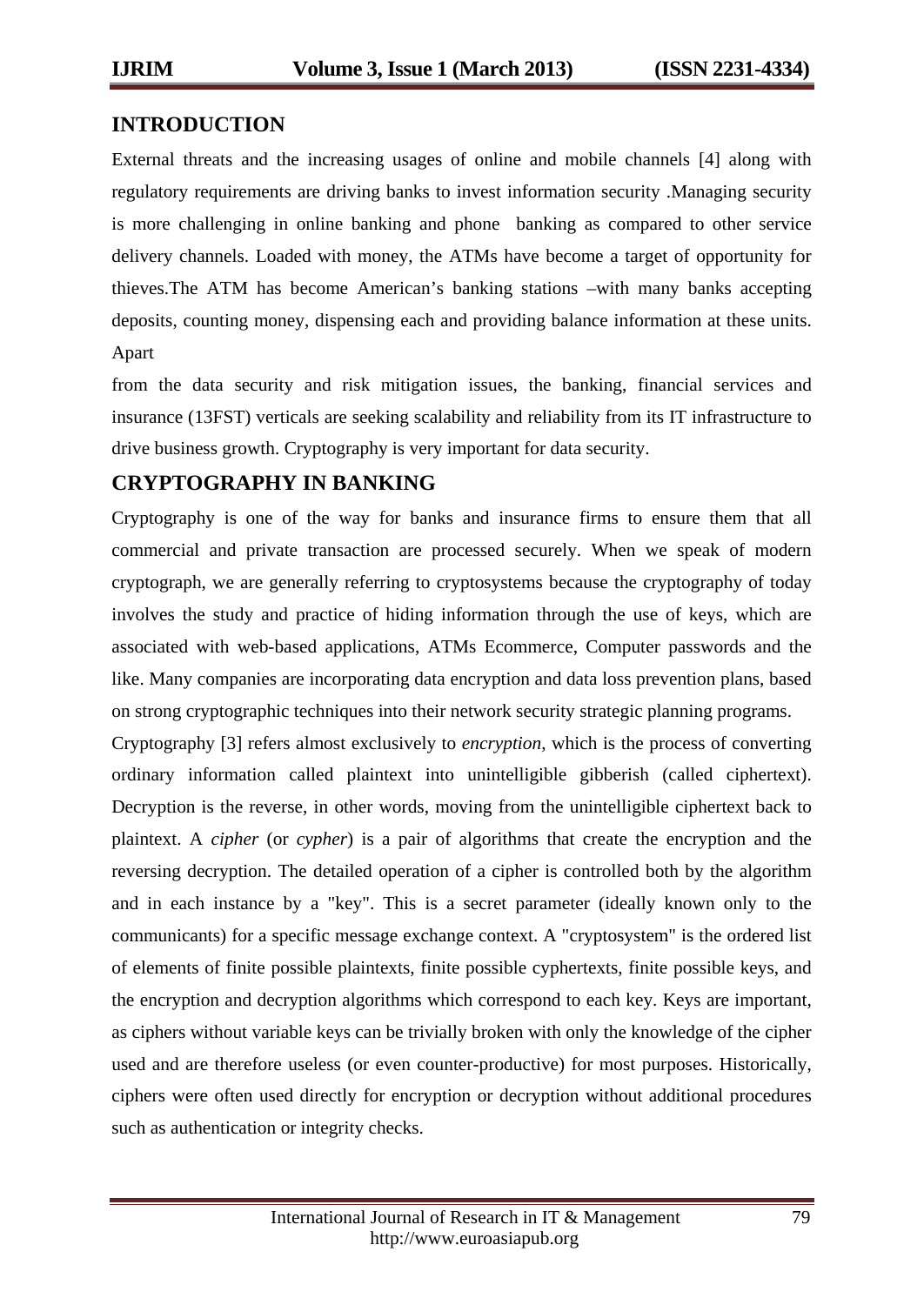## INTRODUCTION

External threats and the increasing usages of online and mobile channels [4] along with regulatory requirements are driving banks to invest information security .Managing security is more challenging in online banking and phone banking as compared to other service delivery channels. Loaded with money, the ATMs have become a target of opportunity for thieves.The ATM has become American's banking stations –with many banks accepting deposits, counting money, dispensing each and providing balance information at these units. Apart

from the data security and risk mitigation issues, the banking, financial services and insurance (13FST) verticals are seeking scalability and reliability from its IT infrastructure to drive business growth. Cryptography is very important for data security.

## CRYPTOGRAPHY IN BANKING

Cryptography is one of the way for banks and insurance firms to ensure them that all commercial and private transaction are processed securely. When we speak of modern cryptograph, we are generally referring to cryptosystems because the cryptography of today involves the study and practice of hiding information through the use of keys, which are associated with web-based applications, ATMs Ecommerce, Computer passwords and the like. Many companies are incorporating data encryption and data loss prevention plans, based on strong cryptographic techniques into their network security strategic planning programs.

Cryptography [3] refers almost exclusively to *encryption*, which is the process of converting ordinary information called plaintext into unintelligible gibberish (called ciphertext). Decryption is the reverse, in other words, moving from the unintelligible ciphertext back to plaintext. A *cipher* (or *cypher*) is a pair of algorithms that create the encryption and the reversing decryption. The detailed operation of a cipher is controlled both by the algorithm and in each instance by a "key". This is a secret parameter (ideally known only to the communicants) for a specific message exchange context. A "cryptosystem" is the ordered list of elements of finite possible plaintexts, finite possible cyphertexts, finite possible keys, and the encryption and decryption algorithms which correspond to each key. Keys are important, as ciphers without variable keys can be trivially broken with only the knowledge of the cipher used and are therefore useless (or even counter-productive) for most purposes. Historically, ciphers were often used directly for encryption or decryption without additional procedures such as authentication or integrity checks.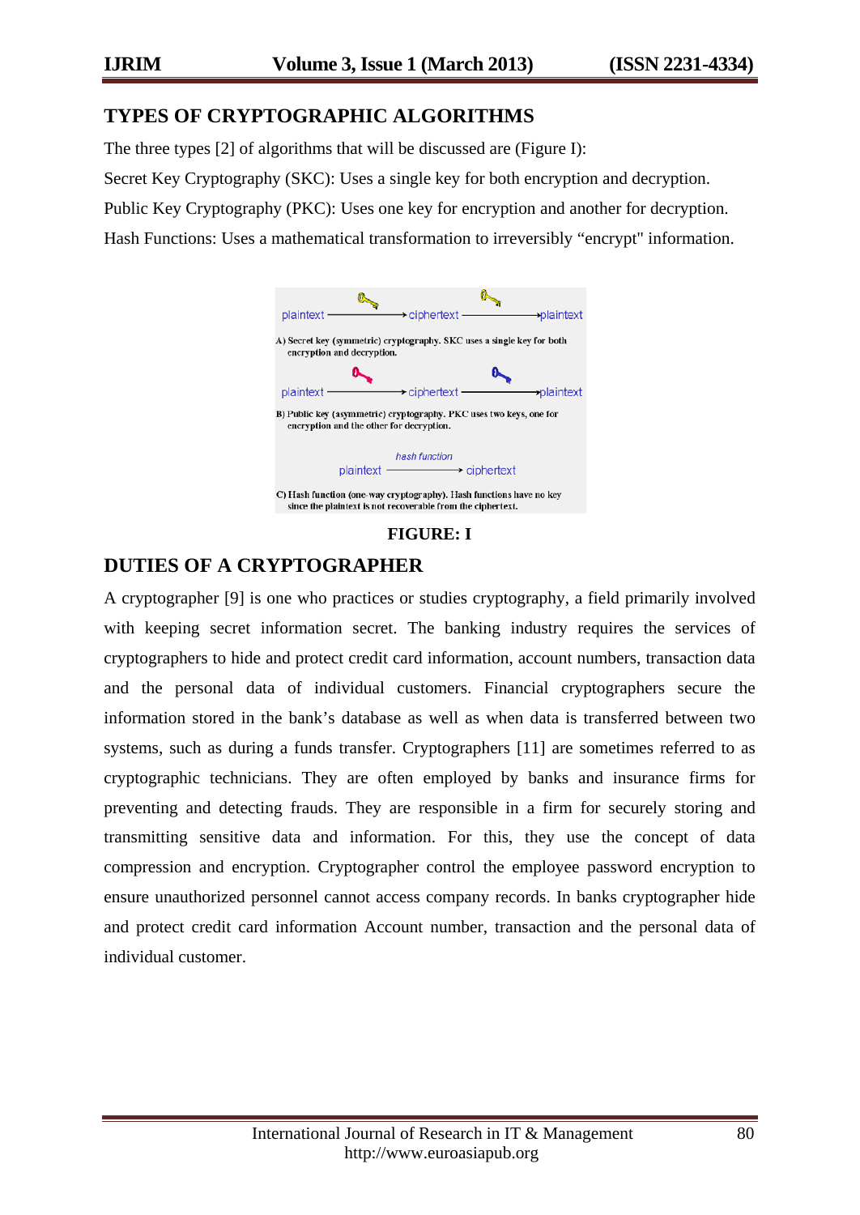## TYPES OF CRYPTOGRAPHIC ALGORITHMS

The three types [2] of algorithms that will be discussed are (Figure I):

Secret Key Cryptography (SKC): Uses a single key for both encryption and decryption.

Public Key Cryptography (PKC): Uses one key for encryption and another for decryption.

Hash Functions: Uses a mathematical transformation to irreversibly "encrypt" information.

plaintext → ciphertext → plaintext

A) Secret key (symmetric) cryptography. SKC uses a single key for both encryption and decryption.

plaintext → ciphertext → plaintext

B) Public key (asymmetric) cryptography. PKC uses two keys, one for encryption and the other for decryption.

hash function

plaintext → ciphertext

C) Hash function (one-way cryptography). Hash functions have no key since the plaintext is not recoverable from the ciphertext.

**FIGURE: I**

## DUTIES OF A CRYPTOGRAPHER

A cryptographer [9] is one who practices or studies cryptography, a field primarily involved with keeping secret information secret. The banking industry requires the services of cryptographers to hide and protect credit card information, account numbers, transaction data and the personal data of individual customers. Financial cryptographers secure the information stored in the bank's database as well as when data is transferred between two systems, such as during a funds transfer. Cryptographers [11] are sometimes referred to as cryptographic technicians. They are often employed by banks and insurance firms for preventing and detecting frauds. They are responsible in a firm for securely storing and transmitting sensitive data and information. For this, they use the concept of data compression and encryption. Cryptographer control the employee password encryption to ensure unauthorized personnel cannot access company records. In banks cryptographer hide and protect credit card information Account number, transaction and the personal data of individual customer.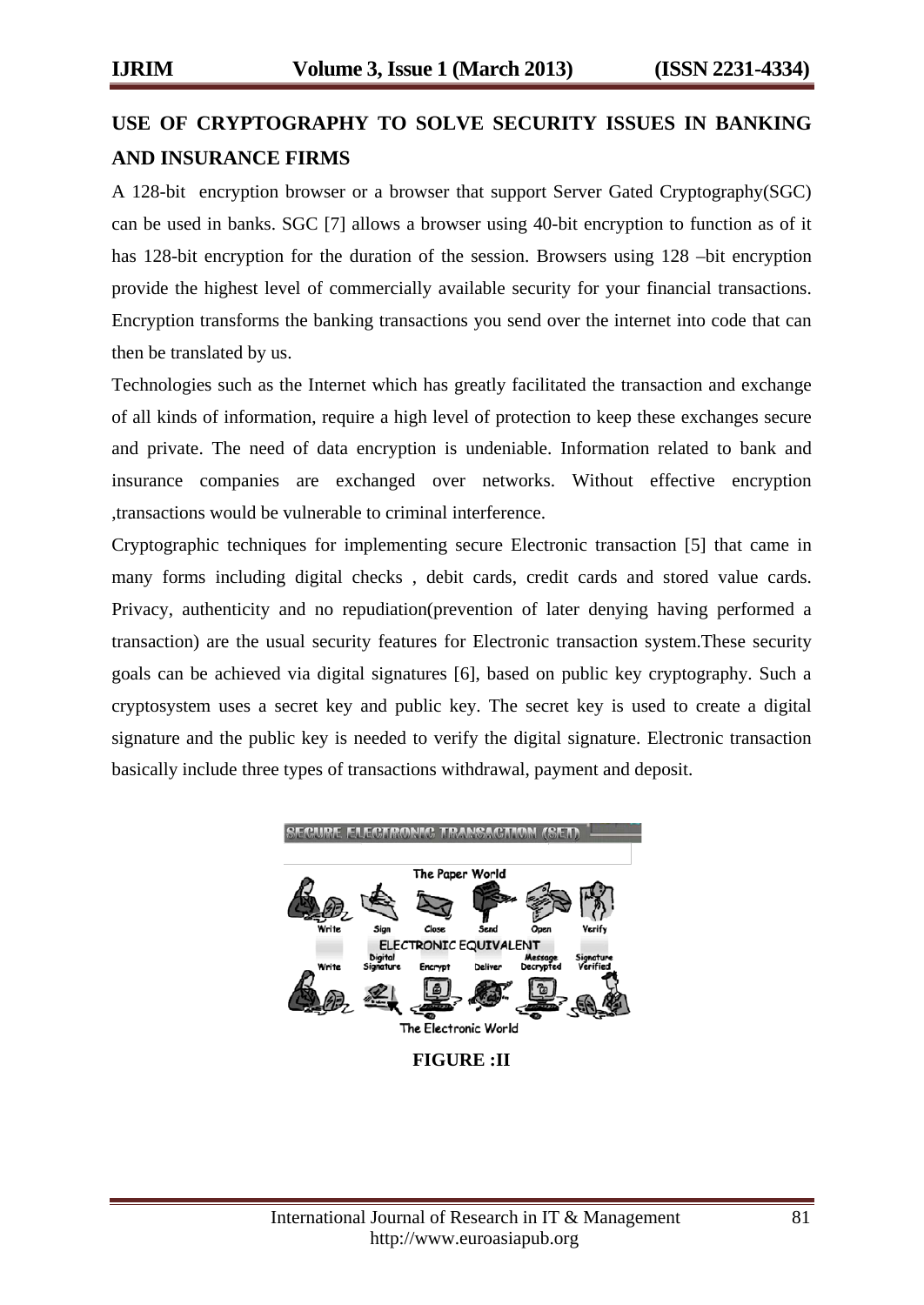## USE OF CRYPTOGRAPHY TO SOLVE SECURITY ISSUES IN BANKING AND INSURANCE FIRMS

A 128-bit encryption browser or a browser that support Server Gated Cryptography(SGC) can be used in banks. SGC [7] allows a browser using 40-bit encryption to function as of it has 128-bit encryption for the duration of the session. Browsers using 128 –bit encryption provide the highest level of commercially available security for your financial transactions. Encryption transforms the banking transactions you send over the internet into code that can then be translated by us.

Technologies such as the Internet which has greatly facilitated the transaction and exchange of all kinds of information, require a high level of protection to keep these exchanges secure and private. The need of data encryption is undeniable. Information related to bank and insurance companies are exchanged over networks. Without effective encryption ,transactions would be vulnerable to criminal interference.

Cryptographic techniques for implementing secure Electronic transaction [5] that came in many forms including digital checks , debit cards, credit cards and stored value cards. Privacy, authenticity and no repudiation(prevention of later denying having performed a transaction) are the usual security features for Electronic transaction system.These security goals can be achieved via digital signatures [6], based on public key cryptography. Such a cryptosystem uses a secret key and public key. The secret key is used to create a digital signature and the public key is needed to verify the digital signature. Electronic transaction basically include three types of transactions withdrawal, payment and deposit.

**FIGURE :II**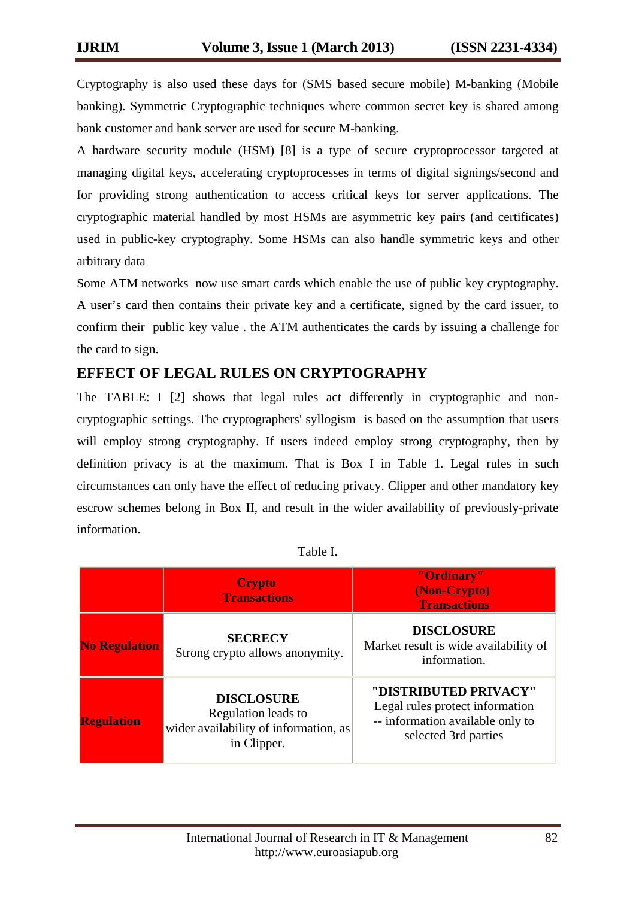Cryptography is also used these days for (SMS based secure mobile) M-banking (Mobile banking). Symmetric Cryptographic techniques where common secret key is shared among bank customer and bank server are used for secure M-banking.

A hardware security module (HSM) [8] is a type of secure cryptoprocessor targeted at managing digital keys, accelerating cryptoprocesses in terms of digital signings/second and for providing strong authentication to access critical keys for server applications. The cryptographic material handled by most HSMs are asymmetric key pairs (and certificates) used in public-key cryptography. Some HSMs can also handle symmetric keys and other arbitrary data

Some ATM networks now use smart cards which enable the use of public key cryptography. A user's card then contains their private key and a certificate, signed by the card issuer, to confirm their public key value . the ATM authenticates the cards by issuing a challenge for the card to sign.

## EFFECT OF LEGAL RULES ON CRYPTOGRAPHY

The TABLE: I [2] shows that legal rules act differently in cryptographic and non-cryptographic settings. The cryptographers' syllogism is based on the assumption that users will employ strong cryptography. If users indeed employ strong cryptography, then by definition privacy is at the maximum. That is Box I in Table 1. Legal rules in such circumstances can only have the effect of reducing privacy. Clipper and other mandatory key escrow schemes belong in Box II, and result in the wider availability of previously-private information.

Table I.

| | **Crypto Transactions** | **"Ordinary" (Non-Crypto) Transactions** |
|---|---|---|
| **No Regulation** | **SECRECY** Strong crypto allows anonymity. | **DISCLOSURE** Market result is wide availability of information. |
| **Regulation** | **DISCLOSURE** Regulation leads to wider availability of information, as in Clipper. | **"DISTRIBUTED PRIVACY"** Legal rules protect information -- information available only to selected 3rd parties |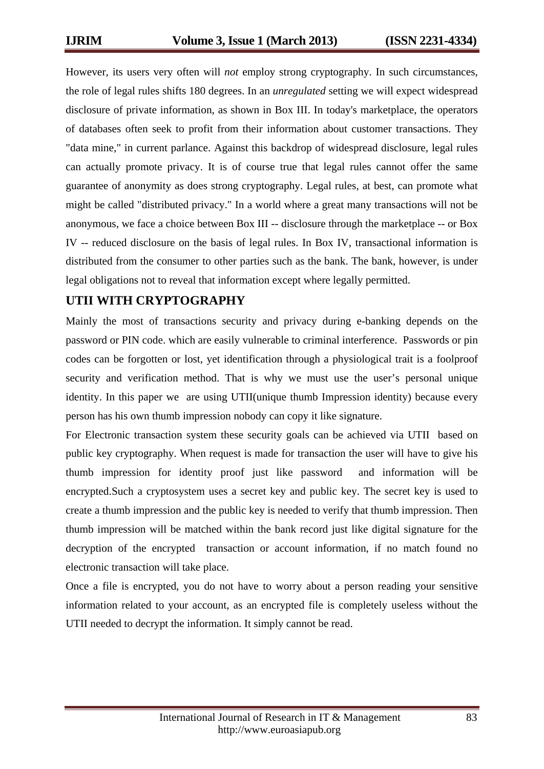However, its users very often will *not* employ strong cryptography. In such circumstances, the role of legal rules shifts 180 degrees. In an *unregulated* setting we will expect widespread disclosure of private information, as shown in Box III. In today's marketplace, the operators of databases often seek to profit from their information about customer transactions. They "data mine," in current parlance. Against this backdrop of widespread disclosure, legal rules can actually promote privacy. It is of course true that legal rules cannot offer the same guarantee of anonymity as does strong cryptography. Legal rules, at best, can promote what might be called "distributed privacy." In a world where a great many transactions will not be anonymous, we face a choice between Box III -- disclosure through the marketplace -- or Box IV -- reduced disclosure on the basis of legal rules. In Box IV, transactional information is distributed from the consumer to other parties such as the bank. The bank, however, is under legal obligations not to reveal that information except where legally permitted.

## UTII WITH CRYPTOGRAPHY

Mainly the most of transactions security and privacy during e-banking depends on the password or PIN code. which are easily vulnerable to criminal interference. Passwords or pin codes can be forgotten or lost, yet identification through a physiological trait is a foolproof security and verification method. That is why we must use the user's personal unique identity. In this paper we are using UTII(unique thumb Impression identity) because every person has his own thumb impression nobody can copy it like signature.

For Electronic transaction system these security goals can be achieved via UTII based on public key cryptography. When request is made for transaction the user will have to give his thumb impression for identity proof just like password and information will be encrypted.Such a cryptosystem uses a secret key and public key. The secret key is used to create a thumb impression and the public key is needed to verify that thumb impression. Then thumb impression will be matched within the bank record just like digital signature for the decryption of the encrypted transaction or account information, if no match found no electronic transaction will take place.

Once a file is encrypted, you do not have to worry about a person reading your sensitive information related to your account, as an encrypted file is completely useless without the UTII needed to decrypt the information. It simply cannot be read.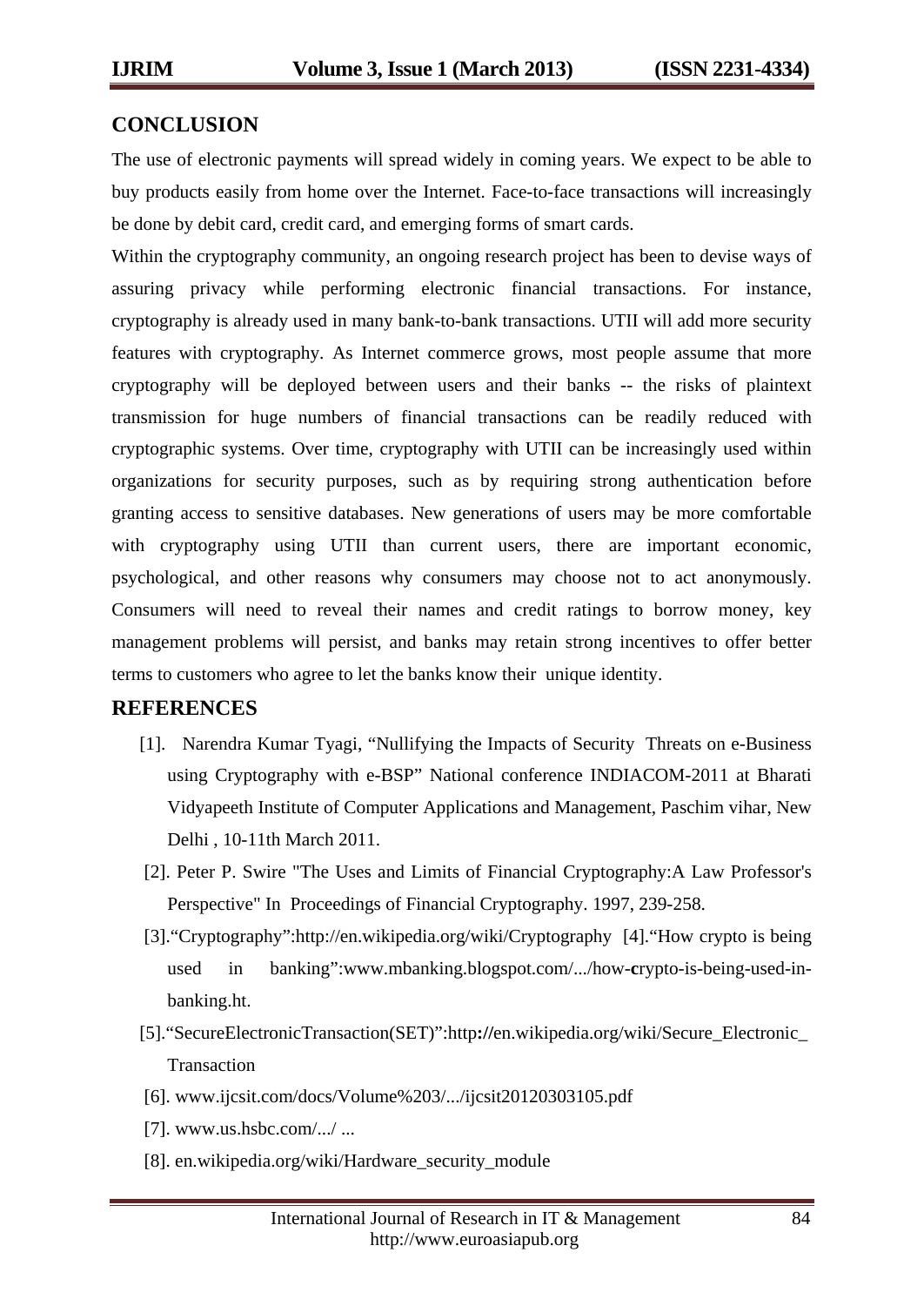## CONCLUSION

The use of electronic payments will spread widely in coming years. We expect to be able to buy products easily from home over the Internet. Face-to-face transactions will increasingly be done by debit card, credit card, and emerging forms of smart cards.

Within the cryptography community, an ongoing research project has been to devise ways of assuring privacy while performing electronic financial transactions. For instance, cryptography is already used in many bank-to-bank transactions. UTII will add more security features with cryptography. As Internet commerce grows, most people assume that more cryptography will be deployed between users and their banks -- the risks of plaintext transmission for huge numbers of financial transactions can be readily reduced with cryptographic systems. Over time, cryptography with UTII can be increasingly used within organizations for security purposes, such as by requiring strong authentication before granting access to sensitive databases. New generations of users may be more comfortable with cryptography using UTII than current users, there are important economic, psychological, and other reasons why consumers may choose not to act anonymously. Consumers will need to reveal their names and credit ratings to borrow money, key management problems will persist, and banks may retain strong incentives to offer better terms to customers who agree to let the banks know their unique identity.

## REFERENCES

[1]. Narendra Kumar Tyagi, "Nullifying the Impacts of Security Threats on e-Business using Cryptography with e-BSP" National conference INDIACOM-2011 at Bharati Vidyapeeth Institute of Computer Applications and Management, Paschim vihar, New Delhi , 10-11th March 2011.

[2]. Peter P. Swire "The Uses and Limits of Financial Cryptography:A Law Professor's Perspective" In Proceedings of Financial Cryptography. 1997, 239-258.

[3]."Cryptography":http://en.wikipedia.org/wiki/Cryptography [4]."How crypto is being used in banking":www.mbanking.blogspot.com/.../how-crypto-is-being-used-in-banking.ht.

[5]."SecureElectronicTransaction(SET)":http://en.wikipedia.org/wiki/Secure_Electronic_Transaction

[6]. www.ijcsit.com/docs/Volume%203/.../ijcsit20120303105.pdf

[7]. www.us.hsbc.com/.../ ...

[8]. en.wikipedia.org/wiki/Hardware_security_module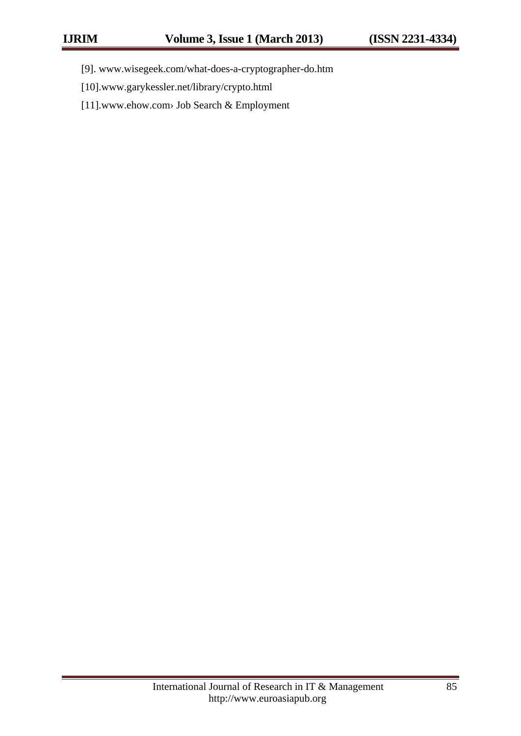[9]. www.wisegeek.com/what-does-a-cryptographer-do.htm

[10].www.garykessler.net/library/crypto.html

[11].www.ehow.com› Job Search & Employment